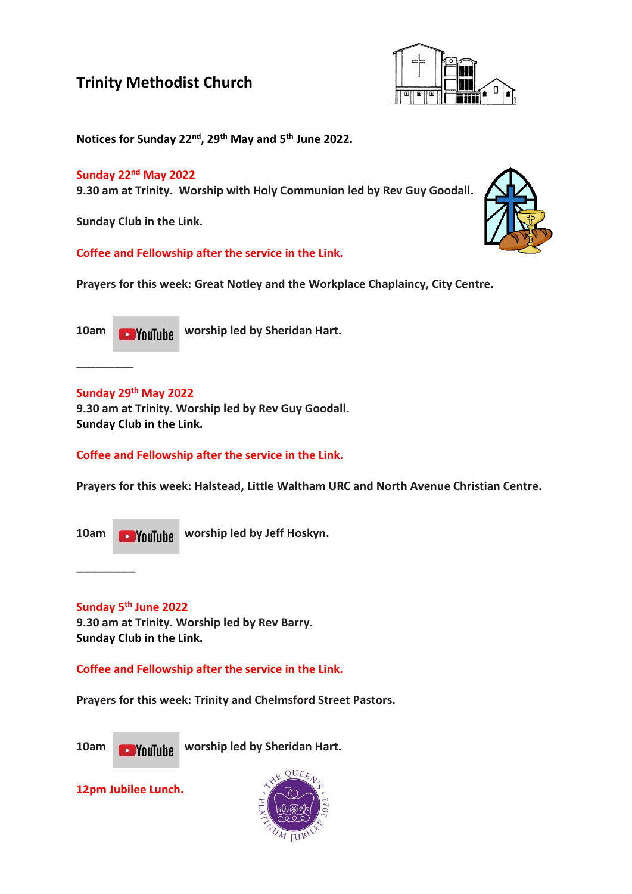# Trinity Methodist Church

**Notices for Sunday 22nd, 29th May and 5th June 2022.**

## Sunday 22nd May 2022

**9.30 am at Trinity. Worship with Holy Communion led by Rev Guy Goodall.**

**Sunday Club in the Link.**

**Coffee and Fellowship after the service in the Link.**

**Prayers for this week: Great Notley and the Workplace Chaplaincy, City Centre.**

**10am YouTube worship led by Sheridan Hart.**

---

## Sunday 29th May 2022

**9.30 am at Trinity. Worship led by Rev Guy Goodall.**
**Sunday Club in the Link.**

**Coffee and Fellowship after the service in the Link.**

**Prayers for this week: Halstead, Little Waltham URC and North Avenue Christian Centre.**

**10am YouTube worship led by Jeff Hoskyn.**

---

## Sunday 5th June 2022

**9.30 am at Trinity. Worship led by Rev Barry.**
**Sunday Club in the Link.**

**Coffee and Fellowship after the service in the Link.**

**Prayers for this week: Trinity and Chelmsford Street Pastors.**

**10am YouTube worship led by Sheridan Hart.**

**12pm Jubilee Lunch.**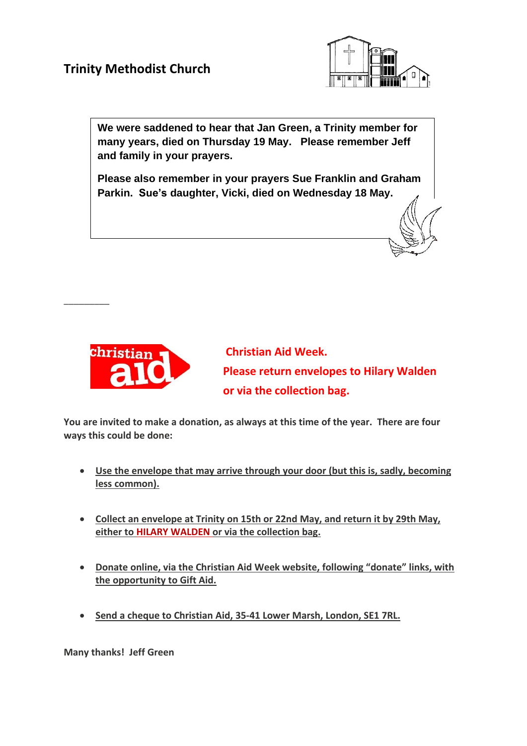## Trinity Methodist Church

**We were saddened to hear that Jan Green, a Trinity member for many years, died on Thursday 19 May. Please remember Jeff and family in your prayers.**

**Please also remember in your prayers Sue Franklin and Graham Parkin. Sue's daughter, Vicki, died on Wednesday 18 May.**

---

**Christian Aid Week.**

**Please return envelopes to Hilary Walden or via the collection bag.**

**You are invited to make a donation, as always at this time of the year. There are four ways this could be done:**

- **Use the envelope that may arrive through your door (but this is, sadly, becoming less common).**
- **Collect an envelope at Trinity on 15th or 22nd May, and return it by 29th May, either to HILARY WALDEN or via the collection bag.**
- **Donate online, via the Christian Aid Week website, following "donate" links, with the opportunity to Gift Aid.**
- **Send a cheque to Christian Aid, 35-41 Lower Marsh, London, SE1 7RL.**

**Many thanks! Jeff Green**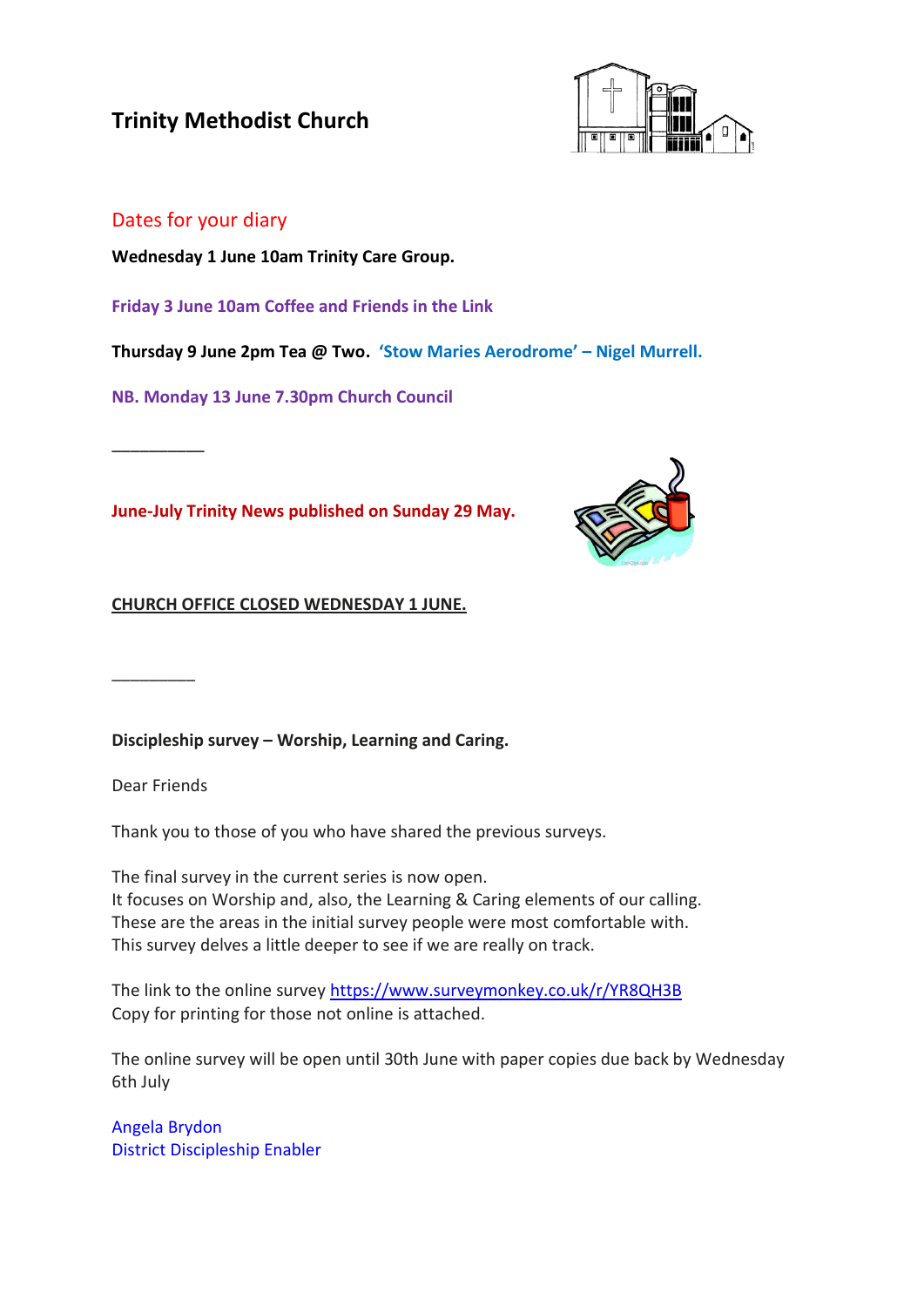# Trinity Methodist Church

## Dates for your diary

**Wednesday 1 June 10am Trinity Care Group.**

**Friday 3 June 10am Coffee and Friends in the Link**

**Thursday 9 June 2pm Tea @ Two. 'Stow Maries Aerodrome' – Nigel Murrell.**

**NB. Monday 13 June 7.30pm Church Council**

__________

**June-July Trinity News published on Sunday 29 May.**

**CHURCH OFFICE CLOSED WEDNESDAY 1 JUNE.**

_________

**Discipleship survey – Worship, Learning and Caring.**

Dear Friends

Thank you to those of you who have shared the previous surveys.

The final survey in the current series is now open.
It focuses on Worship and, also, the Learning & Caring elements of our calling.
These are the areas in the initial survey people were most comfortable with.
This survey delves a little deeper to see if we are really on track.

The link to the online survey https://www.surveymonkey.co.uk/r/YR8QH3B
Copy for printing for those not online is attached.

The online survey will be open until 30th June with paper copies due back by Wednesday 6th July

Angela Brydon
District Discipleship Enabler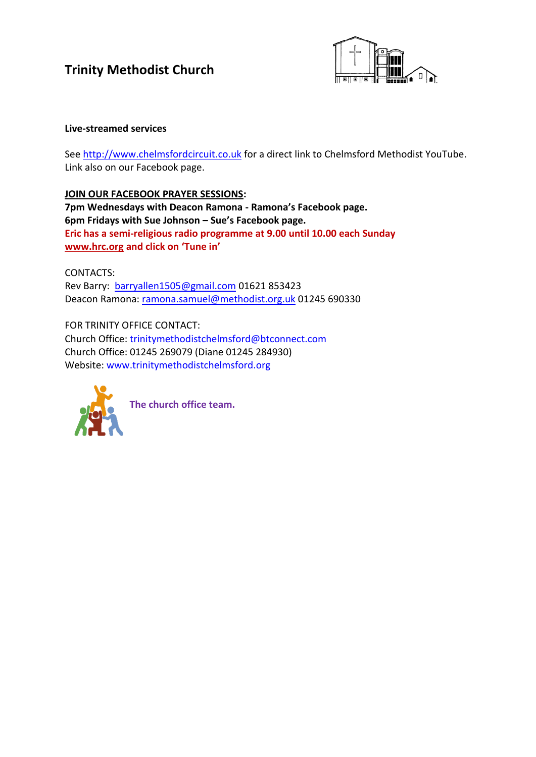## Trinity Methodist Church

**Live-streamed services**

See http://www.chelmsfordcircuit.co.uk for a direct link to Chelmsford Methodist YouTube. Link also on our Facebook page.

**JOIN OUR FACEBOOK PRAYER SESSIONS:**
**7pm Wednesdays with Deacon Ramona - Ramona's Facebook page.**
**6pm Fridays with Sue Johnson – Sue's Facebook page.**
**Eric has a semi-religious radio programme at 9.00 until 10.00 each Sunday www.hrc.org and click on 'Tune in'**

CONTACTS:
Rev Barry: barryallen1505@gmail.com 01621 853423
Deacon Ramona: ramona.samuel@methodist.org.uk 01245 690330

FOR TRINITY OFFICE CONTACT:
Church Office: trinitymethodistchelmsford@btconnect.com
Church Office: 01245 269079 (Diane 01245 284930)
Website: www.trinitymethodistchelmsford.org

**The church office team.**